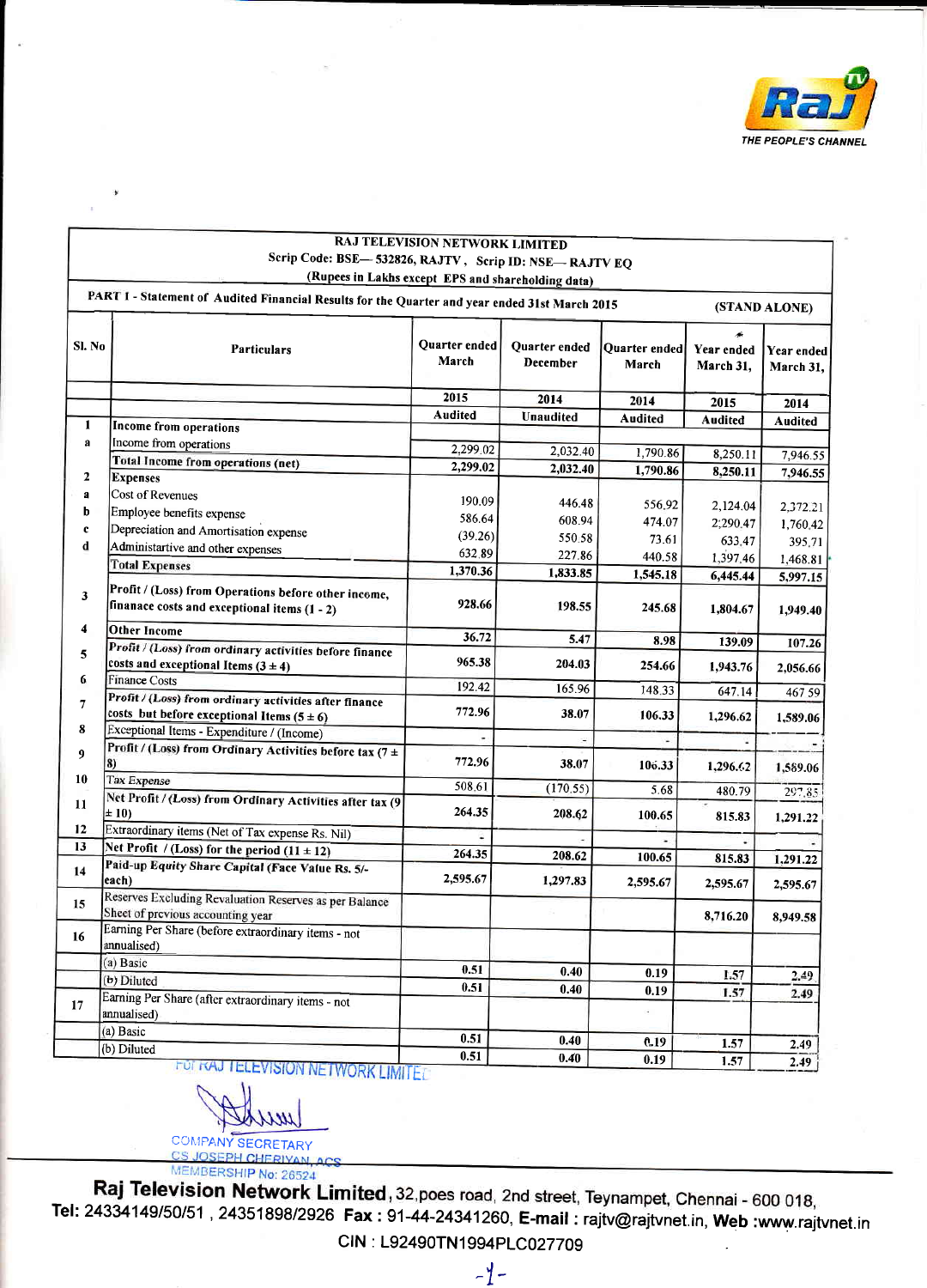Raj TV
THE PEOPLE'S CHANNEL

**RAJ TELEVISION NETWORK LIMITED**

Scrip Code: BSE— 532826, RAJTV , Scrip ID: NSE— RAJTV EQ

(Rupees in Lakhs except EPS and shareholding data)

**PART 1 - Statement of Audited Financial Results for the Quarter and year ended 31st March 2015** (STAND ALONE)

| Sl. No | Particulars | Quarter ended March | Quarter ended December | Quarter ended March | Year ended March 31, | Year ended March 31, |
|---|---|---|---|---|---|---|
| | | 2015 | 2014 | 2014 | 2015 | 2014 |
| | | Audited | Unaudited | Audited | Audited | Audited |
| 1 | **Income from operations** | | | | | |
| a | Income from operations | 2,299.02 | 2,032.40 | 1,790.86 | 8,250.11 | 7,946.55 |
| | **Total Income from operations (net)** | **2,299.02** | **2,032.40** | **1,790.86** | **8,250.11** | **7,946.55** |
| 2 | **Expenses** | | | | | |
| a | Cost of Revenues | 190.09 | 446.48 | 556.92 | 2,124.04 | 2,372.21 |
| b | Employee benefits expense | 586.64 | 608.94 | 474.07 | 2,290.47 | 1,760.42 |
| c | Depreciation and Amortisation expense | (39.26) | 550.58 | 73.61 | 633.47 | 395.71 |
| d | Administartive and other expenses | 632.89 | 227.86 | 440.58 | 1,397.46 | 1,468.81 |
| | **Total Expenses** | **1,370.36** | **1,833.85** | **1,545.18** | **6,445.44** | **5,997.15** |
| 3 | **Profit / (Loss) from Operations before other income, finanace costs and exceptional items (1 - 2)** | 928.66 | 198.55 | 245.68 | 1,804.67 | 1,949.40 |
| 4 | **Other Income** | 36.72 | 5.47 | 8.98 | 139.09 | 107.26 |
| 5 | **Profit / (Loss) from ordinary activities before finance costs and exceptional Items (3 ± 4)** | 965.38 | 204.03 | 254.66 | 1,943.76 | 2,056.66 |
| 6 | Finance Costs | 192.42 | 165.96 | 148.33 | 647.14 | 467.59 |
| 7 | **Profit / (Loss) from ordinary activities after finance costs but before exceptional Items (5 ± 6)** | 772.96 | 38.07 | 106.33 | 1,296.62 | 1,589.06 |
| 8 | Exceptional Items - Expenditure / (Income) | - | - | - | - | - |
| 9 | **Profit / (Loss) from Ordinary Activities before tax (7 ± 8)** | 772.96 | 38.07 | 106.33 | 1,296.62 | 1,589.06 |
| 10 | Tax Expense | 508.61 | (170.55) | 5.68 | 480.79 | 297.85 |
| 11 | **Net Profit / (Loss) from Ordinary Activities after tax (9 ± 10)** | 264.35 | 208.62 | 100.65 | 815.83 | 1,291.22 |
| 12 | Extraordinary items (Net of Tax expense Rs. Nil) | - | - | - | - | - |
| 13 | **Net Profit / (Loss) for the period (11 ± 12)** | 264.35 | 208.62 | 100.65 | 815.83 | 1,291.22 |
| 14 | **Paid-up Equity Share Capital (Face Value Rs. 5/- each)** | 2,595.67 | 1,297.83 | 2,595.67 | 2,595.67 | 2,595.67 |
| 15 | Reserves Excluding Revaluation Reserves as per Balance Sheet of previous accounting year | | | | 8,716.20 | 8,949.58 |
| 16 | Earning Per Share (before extraordinary items - not annualised) | | | | | |
| | (a) Basic | 0.51 | 0.40 | 0.19 | 1.57 | 2.49 |
| | (b) Diluted | 0.51 | 0.40 | 0.19 | 1.57 | 2.49 |
| 17 | Earning Per Share (after extraordinary items - not annualised) | | | | | |
| | (a) Basic | 0.51 | 0.40 | 0.19 | 1.57 | 2.49 |
| | (b) Diluted | 0.51 | 0.40 | 0.19 | 1.57 | 2.49 |

For RAJ TELEVISION NETWORK LIMITED

COMPANY SECRETARY
CS JOSEPH CHERIYAN, ACS
MEMBERSHIP No: 26524

**Raj Television Network Limited**, 32,poes road, 2nd street, Teynampet, Chennai - 600 018,
**Tel:** 24334149/50/51 , 24351898/2926 **Fax :** 91-44-24341260, **E-mail :** rajtv@rajtvnet.in, **Web :**www.rajtvnet.in

CIN : L92490TN1994PLC027709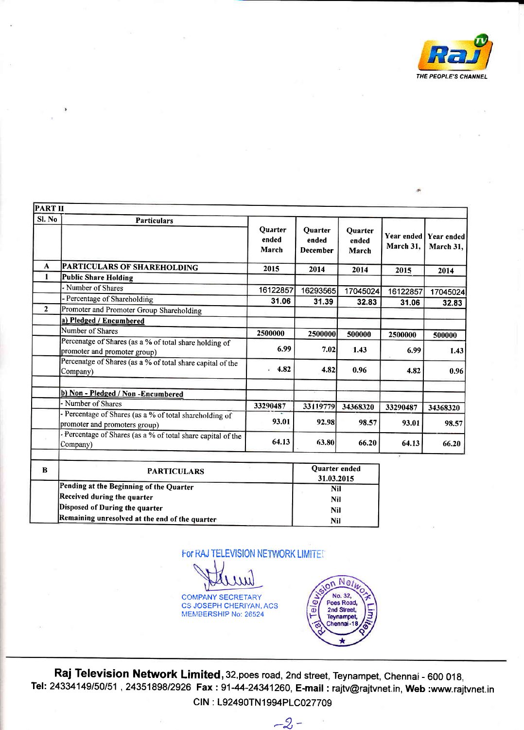Raj TV

THE PEOPLE'S CHANNEL

| PART II | | | | | | |
|---|---|---|---|---|---|---|
| Sl. No | Particulars | Quarter ended March | Quarter ended December | Quarter ended March | Year ended March 31, | Year ended March 31, |
| A | PARTICULARS OF SHAREHOLDING | 2015 | 2014 | 2014 | 2015 | 2014 |
| 1 | Public Share Holding | | | | | |
| | - Number of Shares | 16122857 | 16293565 | 17045024 | 16122857 | 17045024 |
| | - Percentage of Shareholding | 31.06 | 31.39 | 32.83 | 31.06 | 32.83 |
| 2 | Promoter and Promoter Group Shareholding | | | | | |
| | a) Pledged / Encumbered | | | | | |
| | Number of Shares | 2500000 | 2500000 | 500000 | 2500000 | 500000 |
| | Percenatge of Shares (as a % of total share holding of promoter and promoter group) | 6.99 | 7.02 | 1.43 | 6.99 | 1.43 |
| | Percenatge of Shares (as a % of total share capital of the Company) | 4.82 | 4.82 | 0.96 | 4.82 | 0.96 |
| | | | | | | |
| | b) Non - Pledged / Non -Encumbered | | | | | |
| | - Number of Shares | 33290487 | 33119779 | 34368320 | 33290487 | 34368320 |
| | - Percentage of Shares (as a % of total shareholding of promoter and promoters group) | 93.01 | 92.98 | 98.57 | 93.01 | 98.57 |
| | - Percentage of Shares (as a % of total share capital of the Company) | 64.13 | 63.80 | 66.20 | 64.13 | 66.20 |

| B | PARTICULARS | Quarter ended 31.03.2015 |
|---|---|---|
| | Pending at the Beginning of the Quarter | Nil |
| | Received during the quarter | Nil |
| | Disposed of During the quarter | Nil |
| | Remaining unresolved at the end of the quarter | Nil |

For RAJ TELEVISION NETWORK LIMITED

COMPANY SECRETARY
CS JOSEPH CHERIYAN, ACS
MEMBERSHIP No: 26524

(Seal: Raj Television Network Limited, No. 32, Poes Road, 2nd Street, Teynampet, Chennai-18)

**Raj Television Network Limited,** 32,poes road, 2nd street, Teynampet, Chennai - 600 018,
**Tel:** 24334149/50/51 , 24351898/2926 **Fax :** 91-44-24341260, **E-mail :** rajtv@rajtvnet.in, **Web :**www.rajtvnet.in
CIN : L92490TN1994PLC027709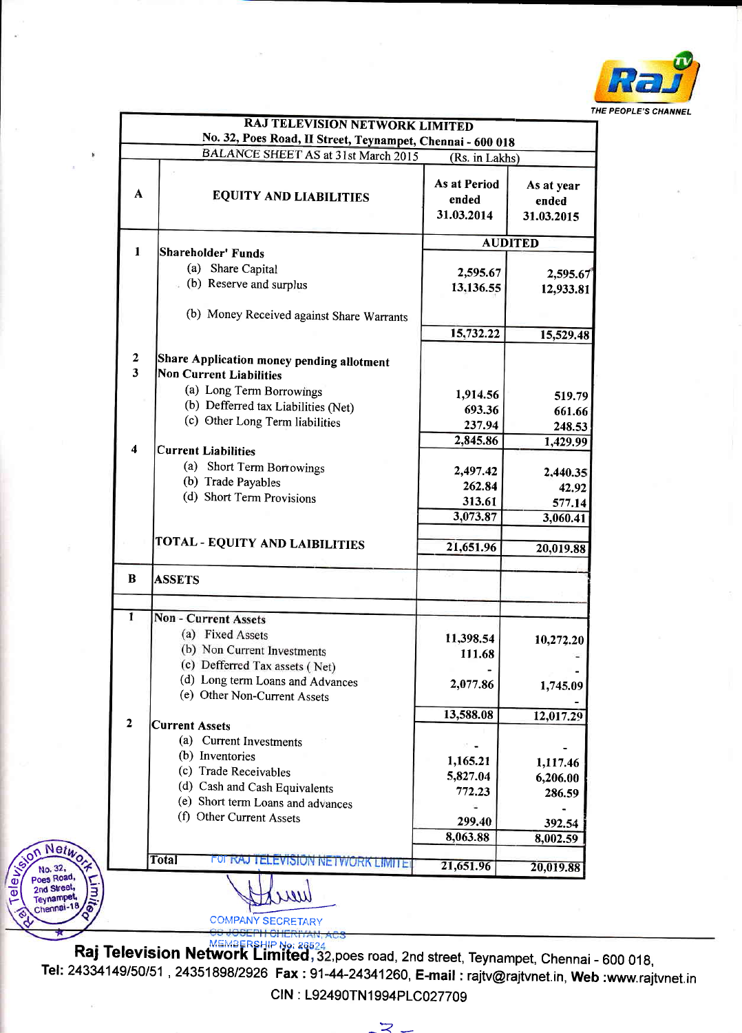Raj TV
THE PEOPLE'S CHANNEL

| | RAJ TELEVISION NETWORK LIMITED<br>No. 32, Poes Road, II Street, Teynampet, Chennai - 600 018<br>BALANCE SHEET AS at 31st March 2015 | (Rs. in Lakhs) | |
|---|---|---|---|
| A | EQUITY AND LIABILITIES | As at Period ended 31.03.2014 | As at year ended 31.03.2015 |
| | | AUDITED | |
| 1 | **Shareholder' Funds** | | |
| | (a) Share Capital | 2,595.67 | 2,595.67 |
| | (b) Reserve and surplus | 13,136.55 | 12,933.81 |
| | (b) Money Received against Share Warrants | | |
| | | 15,732.22 | 15,529.48 |
| 2 | **Share Application money pending allotment** | | |
| 3 | **Non Current Liabilities** | | |
| | (a) Long Term Borrowings | 1,914.56 | 519.79 |
| | (b) Defferred tax Liabilities (Net) | 693.36 | 661.66 |
| | (c) Other Long Term liabilities | 237.94 | 248.53 |
| | | 2,845.86 | 1,429.99 |
| 4 | **Current Liabilities** | | |
| | (a) Short Term Borrowings | 2,497.42 | 2,440.35 |
| | (b) Trade Payables | 262.84 | 42.92 |
| | (d) Short Term Provisions | 313.61 | 577.14 |
| | | 3,073.87 | 3,060.41 |
| | **TOTAL - EQUITY AND LAIBILITIES** | 21,651.96 | 20,019.88 |
| B | **ASSETS** | | |
| 1 | **Non - Current Assets** | | |
| | (a) Fixed Assets | 11,398.54 | 10,272.20 |
| | (b) Non Current Investments | 111.68 | - |
| | (c) Defferred Tax assets ( Net) | - | - |
| | (d) Long term Loans and Advances | 2,077.86 | 1,745.09 |
| | (e) Other Non-Current Assets | | - |
| | | 13,588.08 | 12,017.29 |
| 2 | **Current Assets** | | |
| | (a) Current Investments | - | - |
| | (b) Inventories | 1,165.21 | 1,117.46 |
| | (c) Trade Receivables | 5,827.04 | 6,206.00 |
| | (d) Cash and Cash Equivalents | 772.23 | 286.59 |
| | (e) Short term Loans and advances | - | - |
| | (f) Other Current Assets | 299.40 | 392.54 |
| | | 8,063.88 | 8,002.59 |
| | **Total** | 21,651.96 | 20,019.88 |

For RAJ TELEVISION NETWORK LIMITED

COMPANY SECRETARY
CO JOSEPH CHERIYAN, ACS
MEMBERSHIP No. 28524

**Raj Television Network Limited**, 32,poes road, 2nd street, Teynampet, Chennai - 600 018,
**Tel:** 24334149/50/51 , 24351898/2926 **Fax :** 91-44-24341260, **E-mail :** rajtv@rajtvnet.in, **Web :**www.rajtvnet.in
CIN : L92490TN1994PLC027709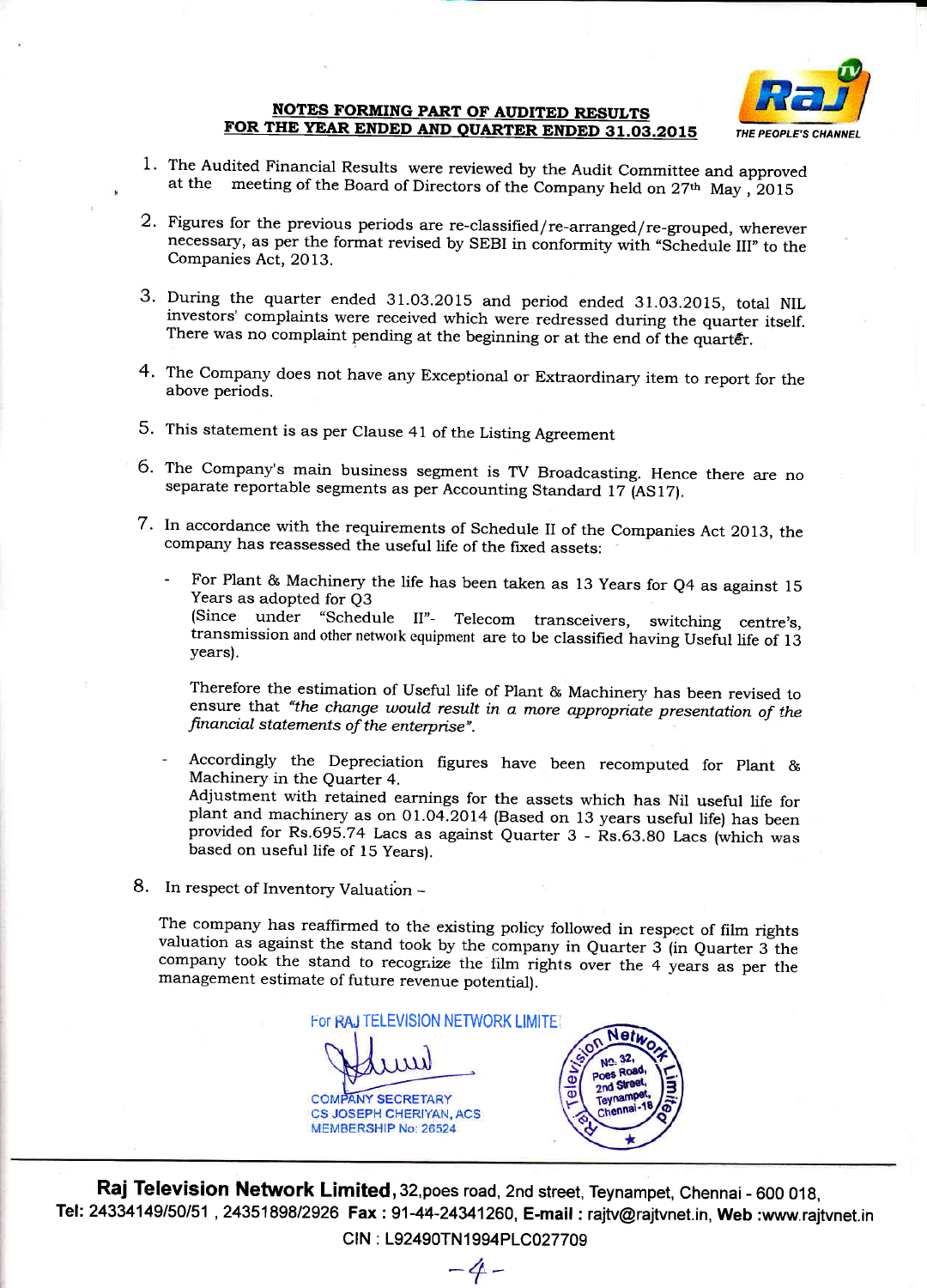## NOTES FORMING PART OF AUDITED RESULTS FOR THE YEAR ENDED AND QUARTER ENDED 31.03.2015

1. The Audited Financial Results were reviewed by the Audit Committee and approved at the meeting of the Board of Directors of the Company held on 27th May, 2015

2. Figures for the previous periods are re-classified/re-arranged/re-grouped, wherever necessary, as per the format revised by SEBI in conformity with "Schedule III" to the Companies Act, 2013.

3. During the quarter ended 31.03.2015 and period ended 31.03.2015, total NIL investors' complaints were received which were redressed during the quarter itself. There was no complaint pending at the beginning or at the end of the quarter.

4. The Company does not have any Exceptional or Extraordinary item to report for the above periods.

5. This statement is as per Clause 41 of the Listing Agreement

6. The Company's main business segment is TV Broadcasting. Hence there are no separate reportable segments as per Accounting Standard 17 (AS17).

7. In accordance with the requirements of Schedule II of the Companies Act 2013, the company has reassessed the useful life of the fixed assets:

   - For Plant & Machinery the life has been taken as 13 Years for Q4 as against 15 Years as adopted for Q3
     (Since under "Schedule II"- Telecom transceivers, switching centre's, transmission and other network equipment are to be classified having Useful life of 13 years).

     Therefore the estimation of Useful life of Plant & Machinery has been revised to ensure that *"the change would result in a more appropriate presentation of the financial statements of the enterprise"*.

   - Accordingly the Depreciation figures have been recomputed for Plant & Machinery in the Quarter 4.
     Adjustment with retained earnings for the assets which has Nil useful life for plant and machinery as on 01.04.2014 (Based on 13 years useful life) has been provided for Rs.695.74 Lacs as against Quarter 3 - Rs.63.80 Lacs (which was based on useful life of 15 Years).

8. In respect of Inventory Valuation –

   The company has reaffirmed to the existing policy followed in respect of film rights valuation as against the stand took by the company in Quarter 3 (in Quarter 3 the company took the stand to recognize the film rights over the 4 years as per the management estimate of future revenue potential).

For RAJ TELEVISION NETWORK LIMITED

COMPANY SECRETARY
CS JOSEPH CHERIYAN, ACS
MEMBERSHIP No: 26524

**Raj Television Network Limited,** 32,poes road, 2nd street, Teynampet, Chennai - 600 018,
**Tel:** 24334149/50/51 , 24351898/2926 **Fax :** 91-44-24341260, **E-mail :** rajtv@rajtvnet.in, **Web :**www.rajtvnet.in
CIN : L92490TN1994PLC027709